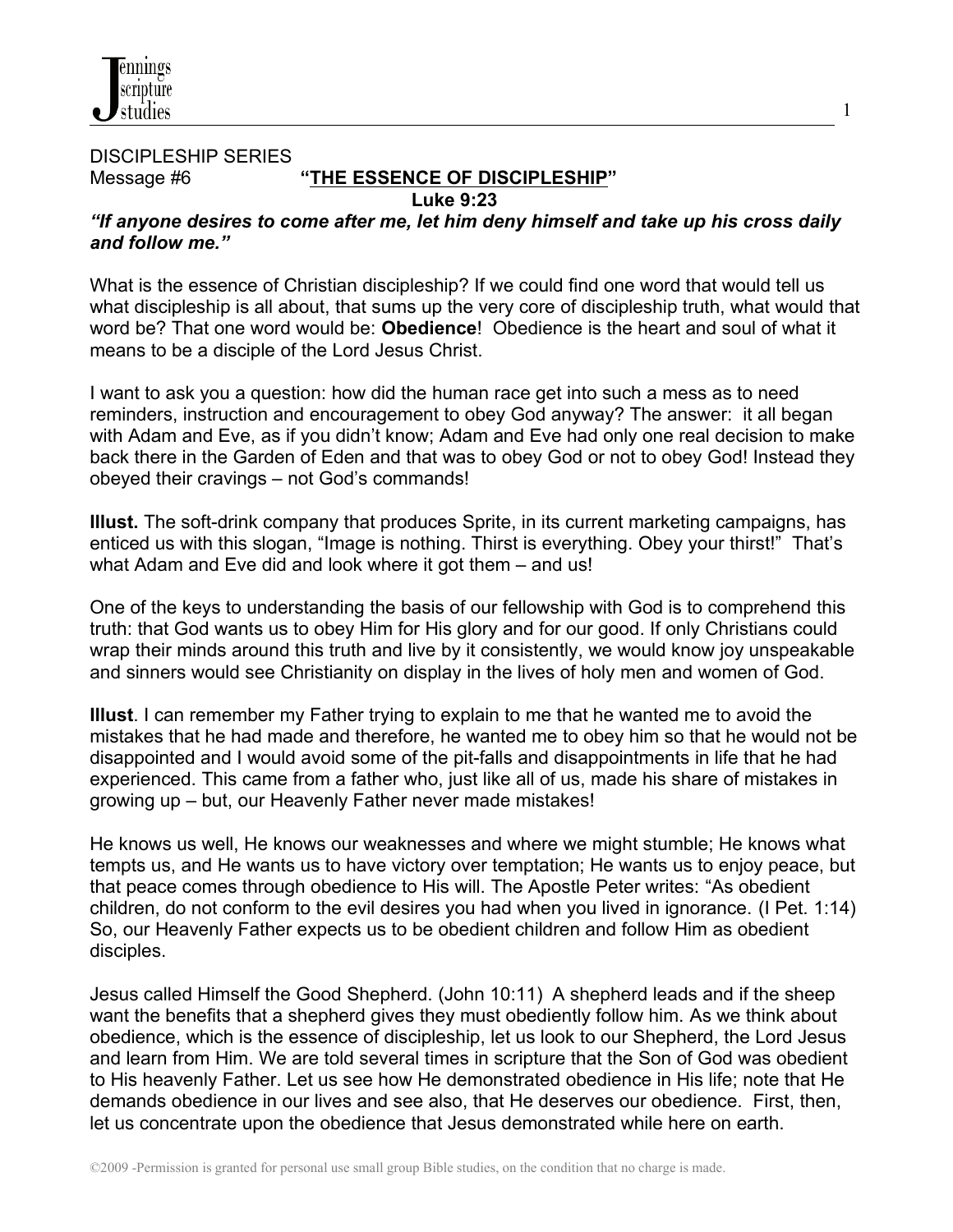DISCIPLESHIP SERIES

Message #6 **"THE ESSENCE OF DISCIPLESHIP"**

**Luke 9:23**

***"If anyone desires to come after me, let him deny himself and take up his cross daily and follow me."***

What is the essence of Christian discipleship? If we could find one word that would tell us what discipleship is all about, that sums up the very core of discipleship truth, what would that word be? That one word would be: **Obedience**! Obedience is the heart and soul of what it means to be a disciple of the Lord Jesus Christ.

I want to ask you a question: how did the human race get into such a mess as to need reminders, instruction and encouragement to obey God anyway? The answer: it all began with Adam and Eve, as if you didn't know; Adam and Eve had only one real decision to make back there in the Garden of Eden and that was to obey God or not to obey God! Instead they obeyed their cravings – not God's commands!

**Illust.** The soft-drink company that produces Sprite, in its current marketing campaigns, has enticed us with this slogan, "Image is nothing. Thirst is everything. Obey your thirst!" That's what Adam and Eve did and look where it got them – and us!

One of the keys to understanding the basis of our fellowship with God is to comprehend this truth: that God wants us to obey Him for His glory and for our good. If only Christians could wrap their minds around this truth and live by it consistently, we would know joy unspeakable and sinners would see Christianity on display in the lives of holy men and women of God.

**Illust**. I can remember my Father trying to explain to me that he wanted me to avoid the mistakes that he had made and therefore, he wanted me to obey him so that he would not be disappointed and I would avoid some of the pit-falls and disappointments in life that he had experienced. This came from a father who, just like all of us, made his share of mistakes in growing up – but, our Heavenly Father never made mistakes!

He knows us well, He knows our weaknesses and where we might stumble; He knows what tempts us, and He wants us to have victory over temptation; He wants us to enjoy peace, but that peace comes through obedience to His will. The Apostle Peter writes: "As obedient children, do not conform to the evil desires you had when you lived in ignorance. (I Pet. 1:14) So, our Heavenly Father expects us to be obedient children and follow Him as obedient disciples.

Jesus called Himself the Good Shepherd. (John 10:11) A shepherd leads and if the sheep want the benefits that a shepherd gives they must obediently follow him. As we think about obedience, which is the essence of discipleship, let us look to our Shepherd, the Lord Jesus and learn from Him. We are told several times in scripture that the Son of God was obedient to His heavenly Father. Let us see how He demonstrated obedience in His life; note that He demands obedience in our lives and see also, that He deserves our obedience. First, then, let us concentrate upon the obedience that Jesus demonstrated while here on earth.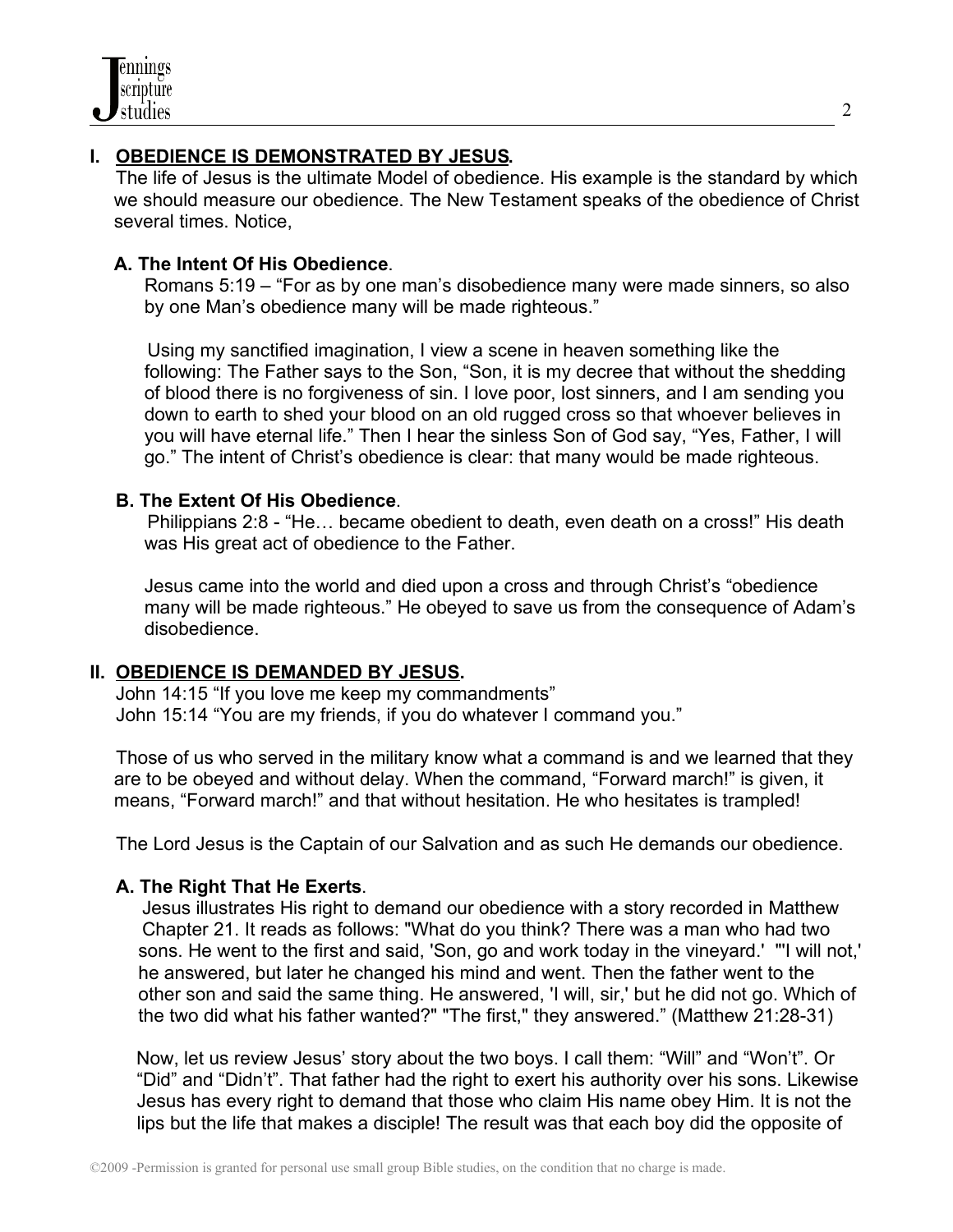## I. OBEDIENCE IS DEMONSTRATED BY JESUS.

The life of Jesus is the ultimate Model of obedience. His example is the standard by which we should measure our obedience. The New Testament speaks of the obedience of Christ several times. Notice,

### A. The Intent Of His Obedience.

Romans 5:19 – "For as by one man's disobedience many were made sinners, so also by one Man's obedience many will be made righteous."

Using my sanctified imagination, I view a scene in heaven something like the following: The Father says to the Son, "Son, it is my decree that without the shedding of blood there is no forgiveness of sin. I love poor, lost sinners, and I am sending you down to earth to shed your blood on an old rugged cross so that whoever believes in you will have eternal life." Then I hear the sinless Son of God say, "Yes, Father, I will go." The intent of Christ's obedience is clear: that many would be made righteous.

### B. The Extent Of His Obedience.

Philippians 2:8 - "He… became obedient to death, even death on a cross!" His death was His great act of obedience to the Father.

Jesus came into the world and died upon a cross and through Christ's "obedience many will be made righteous." He obeyed to save us from the consequence of Adam's disobedience.

## II. OBEDIENCE IS DEMANDED BY JESUS.

John 14:15 "If you love me keep my commandments"
John 15:14 "You are my friends, if you do whatever I command you."

Those of us who served in the military know what a command is and we learned that they are to be obeyed and without delay. When the command, "Forward march!" is given, it means, "Forward march!" and that without hesitation. He who hesitates is trampled!

The Lord Jesus is the Captain of our Salvation and as such He demands our obedience.

### A. The Right That He Exerts.

Jesus illustrates His right to demand our obedience with a story recorded in Matthew Chapter 21. It reads as follows: "What do you think? There was a man who had two sons. He went to the first and said, 'Son, go and work today in the vineyard.' "'I will not,' he answered, but later he changed his mind and went. Then the father went to the other son and said the same thing. He answered, 'I will, sir,' but he did not go. Which of the two did what his father wanted?" "The first," they answered." (Matthew 21:28-31)

Now, let us review Jesus' story about the two boys. I call them: "Will" and "Won't". Or "Did" and "Didn't". That father had the right to exert his authority over his sons. Likewise Jesus has every right to demand that those who claim His name obey Him. It is not the lips but the life that makes a disciple! The result was that each boy did the opposite of

©2009 -Permission is granted for personal use small group Bible studies, on the condition that no charge is made.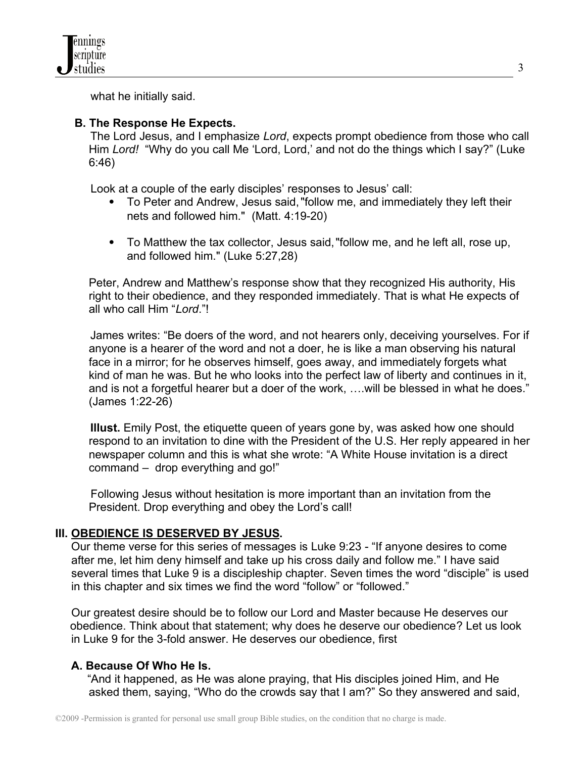what he initially said.

### B. The Response He Expects.

The Lord Jesus, and I emphasize *Lord*, expects prompt obedience from those who call Him *Lord!* "Why do you call Me 'Lord, Lord,' and not do the things which I say?" (Luke 6:46)

Look at a couple of the early disciples' responses to Jesus' call:

- To Peter and Andrew, Jesus said, "follow me, and immediately they left their nets and followed him." (Matt. 4:19-20)

- To Matthew the tax collector, Jesus said, "follow me, and he left all, rose up, and followed him." (Luke 5:27,28)

Peter, Andrew and Matthew's response show that they recognized His authority, His right to their obedience, and they responded immediately. That is what He expects of all who call Him "*Lord*."!

James writes: "Be doers of the word, and not hearers only, deceiving yourselves. For if anyone is a hearer of the word and not a doer, he is like a man observing his natural face in a mirror; for he observes himself, goes away, and immediately forgets what kind of man he was. But he who looks into the perfect law of liberty and continues in it, and is not a forgetful hearer but a doer of the work, ….will be blessed in what he does." (James 1:22-26)

**Illust.** Emily Post, the etiquette queen of years gone by, was asked how one should respond to an invitation to dine with the President of the U.S. Her reply appeared in her newspaper column and this is what she wrote: "A White House invitation is a direct command – drop everything and go!"

Following Jesus without hesitation is more important than an invitation from the President. Drop everything and obey the Lord's call!

## III. <u>OBEDIENCE IS DESERVED BY JESUS</u>.

Our theme verse for this series of messages is Luke 9:23 - "If anyone desires to come after me, let him deny himself and take up his cross daily and follow me." I have said several times that Luke 9 is a discipleship chapter. Seven times the word "disciple" is used in this chapter and six times we find the word "follow" or "followed."

Our greatest desire should be to follow our Lord and Master because He deserves our obedience. Think about that statement; why does he deserve our obedience? Let us look in Luke 9 for the 3-fold answer. He deserves our obedience, first

### A. Because Of Who He Is.

"And it happened, as He was alone praying, that His disciples joined Him, and He asked them, saying, "Who do the crowds say that I am?" So they answered and said,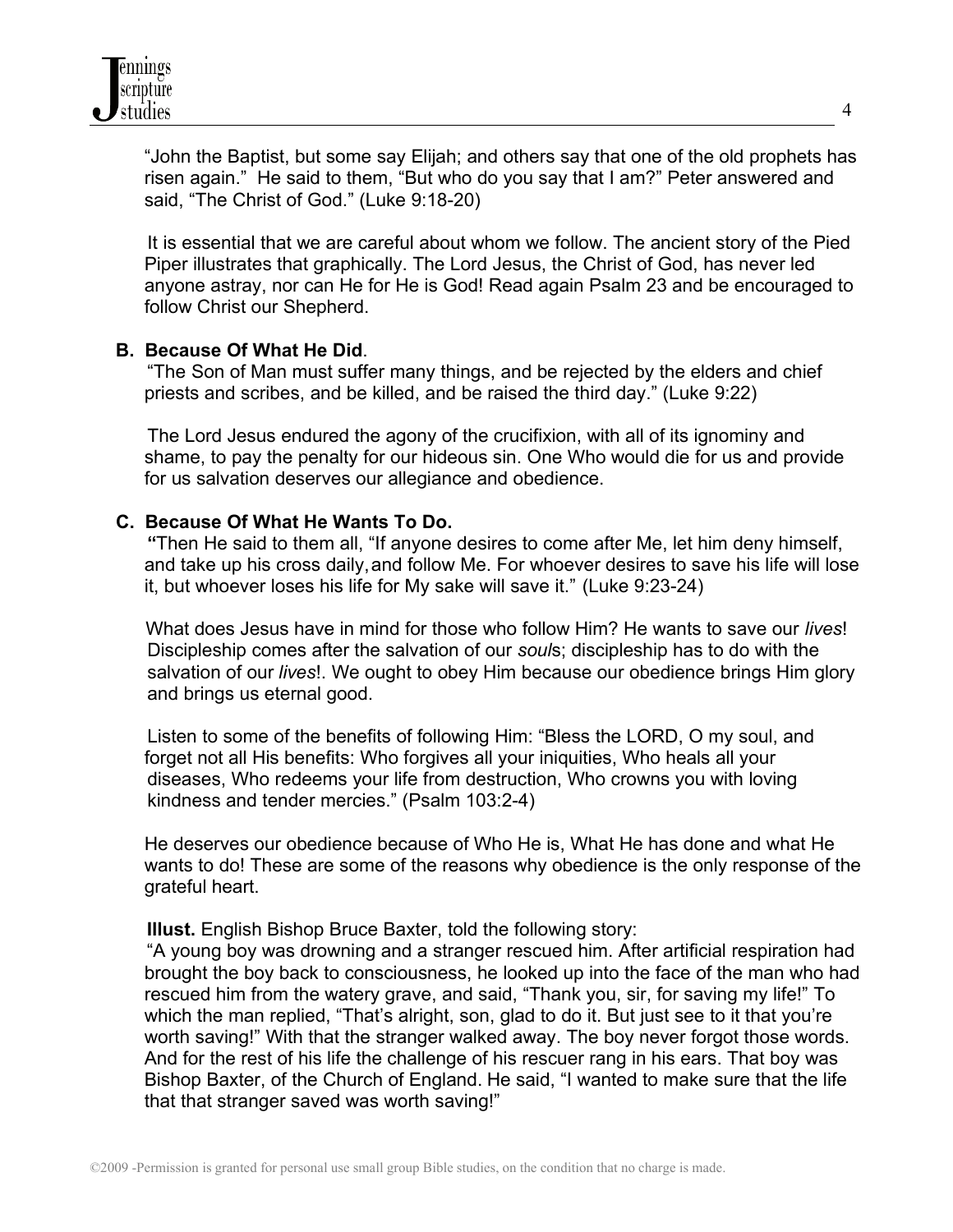"John the Baptist, but some say Elijah; and others say that one of the old prophets has risen again." He said to them, "But who do you say that I am?" Peter answered and said, "The Christ of God." (Luke 9:18-20)

It is essential that we are careful about whom we follow. The ancient story of the Pied Piper illustrates that graphically. The Lord Jesus, the Christ of God, has never led anyone astray, nor can He for He is God! Read again Psalm 23 and be encouraged to follow Christ our Shepherd.

**B. Because Of What He Did**.

"The Son of Man must suffer many things, and be rejected by the elders and chief priests and scribes, and be killed, and be raised the third day." (Luke 9:22)

The Lord Jesus endured the agony of the crucifixion, with all of its ignominy and shame, to pay the penalty for our hideous sin. One Who would die for us and provide for us salvation deserves our allegiance and obedience.

**C. Because Of What He Wants To Do.**

**"**Then He said to them all, "If anyone desires to come after Me, let him deny himself, and take up his cross daily, and follow Me. For whoever desires to save his life will lose it, but whoever loses his life for My sake will save it." (Luke 9:23-24)

What does Jesus have in mind for those who follow Him? He wants to save our *lives*! Discipleship comes after the salvation of our *soul*s; discipleship has to do with the salvation of our *lives*!. We ought to obey Him because our obedience brings Him glory and brings us eternal good.

Listen to some of the benefits of following Him: "Bless the LORD, O my soul, and forget not all His benefits: Who forgives all your iniquities, Who heals all your diseases, Who redeems your life from destruction, Who crowns you with loving kindness and tender mercies." (Psalm 103:2-4)

He deserves our obedience because of Who He is, What He has done and what He wants to do! These are some of the reasons why obedience is the only response of the grateful heart.

**Illust.** English Bishop Bruce Baxter, told the following story:

"A young boy was drowning and a stranger rescued him. After artificial respiration had brought the boy back to consciousness, he looked up into the face of the man who had rescued him from the watery grave, and said, "Thank you, sir, for saving my life!" To which the man replied, "That's alright, son, glad to do it. But just see to it that you're worth saving!" With that the stranger walked away. The boy never forgot those words. And for the rest of his life the challenge of his rescuer rang in his ears. That boy was Bishop Baxter, of the Church of England. He said, "I wanted to make sure that the life that that stranger saved was worth saving!"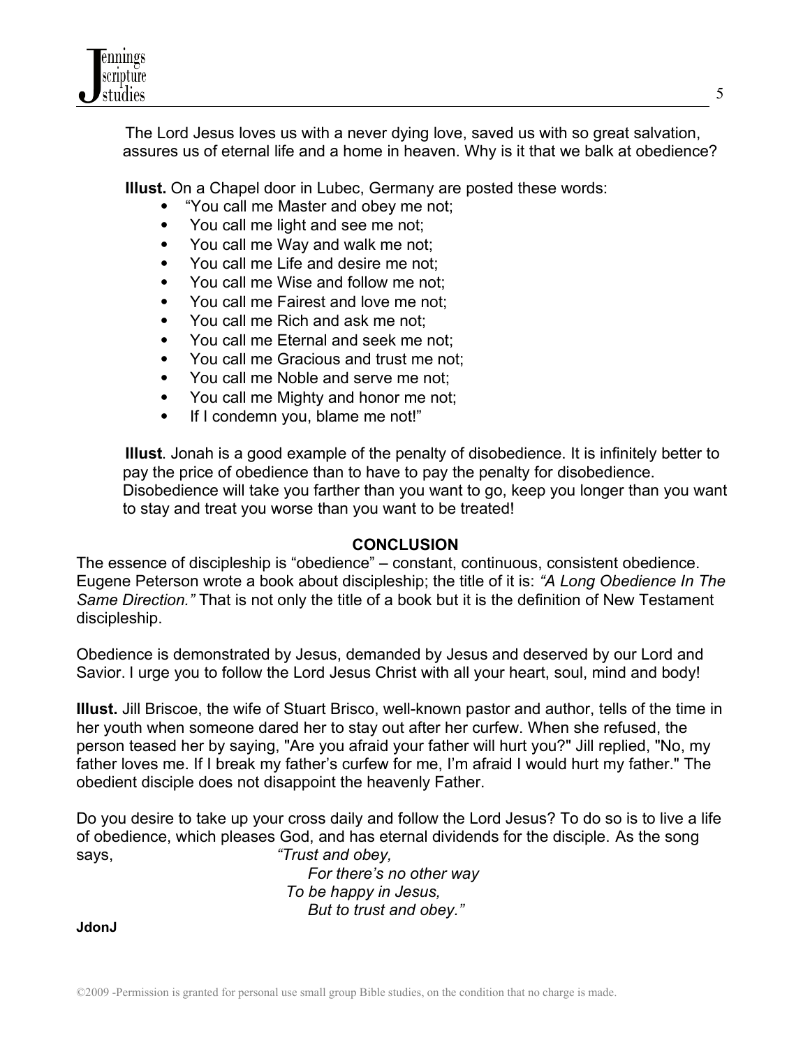The Lord Jesus loves us with a never dying love, saved us with so great salvation, assures us of eternal life and a home in heaven. Why is it that we balk at obedience?

**Illust.** On a Chapel door in Lubec, Germany are posted these words:

- "You call me Master and obey me not;
- You call me light and see me not;
- You call me Way and walk me not;
- You call me Life and desire me not;
- You call me Wise and follow me not;
- You call me Fairest and love me not;
- You call me Rich and ask me not;
- You call me Eternal and seek me not;
- You call me Gracious and trust me not;
- You call me Noble and serve me not;
- You call me Mighty and honor me not;
- If I condemn you, blame me not!"

**Illust**. Jonah is a good example of the penalty of disobedience. It is infinitely better to pay the price of obedience than to have to pay the penalty for disobedience. Disobedience will take you farther than you want to go, keep you longer than you want to stay and treat you worse than you want to be treated!

## CONCLUSION

The essence of discipleship is "obedience" – constant, continuous, consistent obedience. Eugene Peterson wrote a book about discipleship; the title of it is: *"A Long Obedience In The Same Direction."* That is not only the title of a book but it is the definition of New Testament discipleship.

Obedience is demonstrated by Jesus, demanded by Jesus and deserved by our Lord and Savior. I urge you to follow the Lord Jesus Christ with all your heart, soul, mind and body!

**Illust.** Jill Briscoe, the wife of Stuart Brisco, well-known pastor and author, tells of the time in her youth when someone dared her to stay out after her curfew. When she refused, the person teased her by saying, "Are you afraid your father will hurt you?" Jill replied, "No, my father loves me. If I break my father's curfew for me, I'm afraid I would hurt my father." The obedient disciple does not disappoint the heavenly Father.

Do you desire to take up your cross daily and follow the Lord Jesus? To do so is to live a life of obedience, which pleases God, and has eternal dividends for the disciple. As the song says,

*"Trust and obey,*
*For there's no other way*
*To be happy in Jesus,*
*But to trust and obey."*

**JdonJ**

©2009 -Permission is granted for personal use small group Bible studies, on the condition that no charge is made.